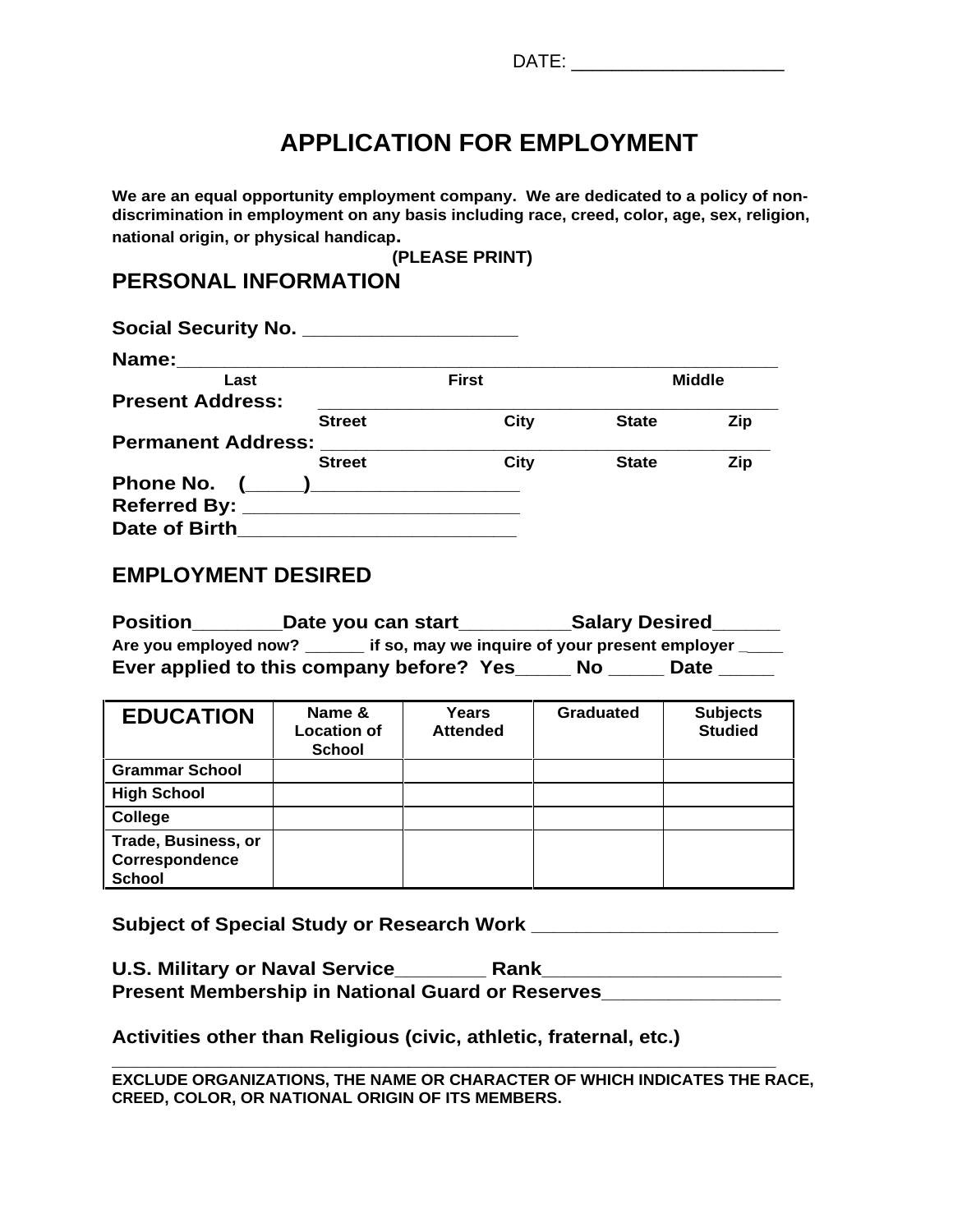DATE: ____________________

# APPLICATION FOR EMPLOYMENT

**We are an equal opportunity employment company. We are dedicated to a policy of non-discrimination in employment on any basis including race, creed, color, age, sex, religion, national origin, or physical handicap.**

**(PLEASE PRINT)**

## PERSONAL INFORMATION

**Social Security No.** ___________________

**Name:**___________________________________________________________
**Last** **First** **Middle**

**Present Address:** ___________________________________________
**Street** **City** **State** **Zip**

**Permanent Address:** _________________________________________
**Street** **City** **State** **Zip**

**Phone No. (_____)___________________**

**Referred By:** ________________________

**Date of Birth**________________________

## EMPLOYMENT DESIRED

**Position**________**Date you can start**__________**Salary Desired**______

**Are you employed now?** ______ **if so, may we inquire of your present employer** ____

**Ever applied to this company before? Yes**_____ **No** _____ **Date** _____

| **EDUCATION** | **Name & Location of School** | **Years Attended** | **Graduated** | **Subjects Studied** |
|---|---|---|---|---|
| **Grammar School** | | | | |
| **High School** | | | | |
| **College** | | | | |
| **Trade, Business, or Correspondence School** | | | | |

**Subject of Special Study or Research Work** _____________________

**U.S. Military or Naval Service**________ **Rank**_____________________

**Present Membership in National Guard or Reserves**________________

**Activities other than Religious (civic, athletic, fraternal, etc.)**

_________________________________________________________________

**EXCLUDE ORGANIZATIONS, THE NAME OR CHARACTER OF WHICH INDICATES THE RACE, CREED, COLOR, OR NATIONAL ORIGIN OF ITS MEMBERS.**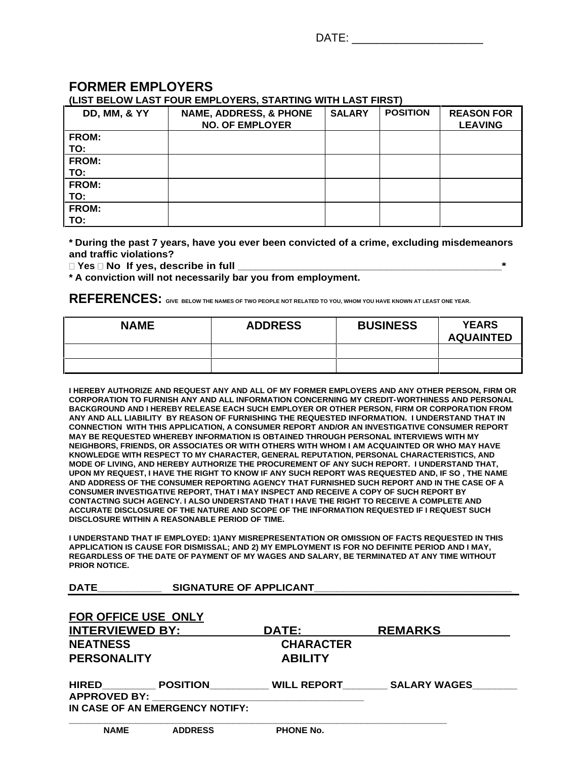DATE: ____________________

## FORMER EMPLOYERS

**(LIST BELOW LAST FOUR EMPLOYERS, STARTING WITH LAST FIRST)**

| DD, MM, & YY | NAME, ADDRESS, & PHONE NO. OF EMPLOYER | SALARY | POSITION | REASON FOR LEAVING |
|---|---|---|---|---|
| FROM: TO: | | | | |
| FROM: TO: | | | | |
| FROM: TO: | | | | |
| FROM: TO: | | | | |

**\* During the past 7 years, have you ever been convicted of a crime, excluding misdemeanors and traffic violations?**

**☐ Yes ☐ No If yes, describe in full ____________________________________________\***

**\* A conviction will not necessarily bar you from employment.**

## REFERENCES: GIVE BELOW THE NAMES OF TWO PEOPLE NOT RELATED TO YOU, WHOM YOU HAVE KNOWN AT LEAST ONE YEAR.

| NAME | ADDRESS | BUSINESS | YEARS AQUAINTED |
|---|---|---|---|
| | | | |
| | | | |

**I HEREBY AUTHORIZE AND REQUEST ANY AND ALL OF MY FORMER EMPLOYERS AND ANY OTHER PERSON, FIRM OR CORPORATION TO FURNISH ANY AND ALL INFORMATION CONCERNING MY CREDIT-WORTHINESS AND PERSONAL BACKGROUND AND I HEREBY RELEASE EACH SUCH EMPLOYER OR OTHER PERSON, FIRM OR CORPORATION FROM ANY AND ALL LIABILITY BY REASON OF FURNISHING THE REQUESTED INFORMATION. I UNDERSTAND THAT IN CONNECTION WITH THIS APPLICATION, A CONSUMER REPORT AND/OR AN INVESTIGATIVE CONSUMER REPORT MAY BE REQUESTED WHEREBY INFORMATION IS OBTAINED THROUGH PERSONAL INTERVIEWS WITH MY NEIGHBORS, FRIENDS, OR ASSOCIATES OR WITH OTHERS WITH WHOM I AM ACQUAINTED OR WHO MAY HAVE KNOWLEDGE WITH RESPECT TO MY CHARACTER, GENERAL REPUTATION, PERSONAL CHARACTERISTICS, AND MODE OF LIVING, AND HEREBY AUTHORIZE THE PROCUREMENT OF ANY SUCH REPORT. I UNDERSTAND THAT, UPON MY REQUEST, I HAVE THE RIGHT TO KNOW IF ANY SUCH REPORT WAS REQUESTED AND, IF SO , THE NAME AND ADDRESS OF THE CONSUMER REPORTING AGENCY THAT FURNISHED SUCH REPORT AND IN THE CASE OF A CONSUMER INVESTIGATIVE REPORT, THAT I MAY INSPECT AND RECEIVE A COPY OF SUCH REPORT BY CONTACTING SUCH AGENCY. I ALSO UNDERSTAND THAT I HAVE THE RIGHT TO RECEIVE A COMPLETE AND ACCURATE DISCLOSURE OF THE NATURE AND SCOPE OF THE INFORMATION REQUESTED IF I REQUEST SUCH DISCLOSURE WITHIN A REASONABLE PERIOD OF TIME.**

**I UNDERSTAND THAT IF EMPLOYED: 1)ANY MISREPRESENTATION OR OMISSION OF FACTS REQUESTED IN THIS APPLICATION IS CAUSE FOR DISMISSAL; AND 2) MY EMPLOYMENT IS FOR NO DEFINITE PERIOD AND I MAY, REGARDLESS OF THE DATE OF PAYMENT OF MY WAGES AND SALARY, BE TERMINATED AT ANY TIME WITHOUT PRIOR NOTICE.**

**DATE__________ SIGNATURE OF APPLICANT______________________________**

**FOR OFFICE USE ONLY**

**INTERVIEWED BY: DATE: REMARKS**

**NEATNESS CHARACTER**

**PERSONALITY ABILITY**

**HIRED________ POSITION_________ WILL REPORT_______ SALARY WAGES_______**

**APPROVED BY: ________________________________**

**IN CASE OF AN EMERGENCY NOTIFY:**

_______________________________________________________________

**NAME ADDRESS PHONE No.**